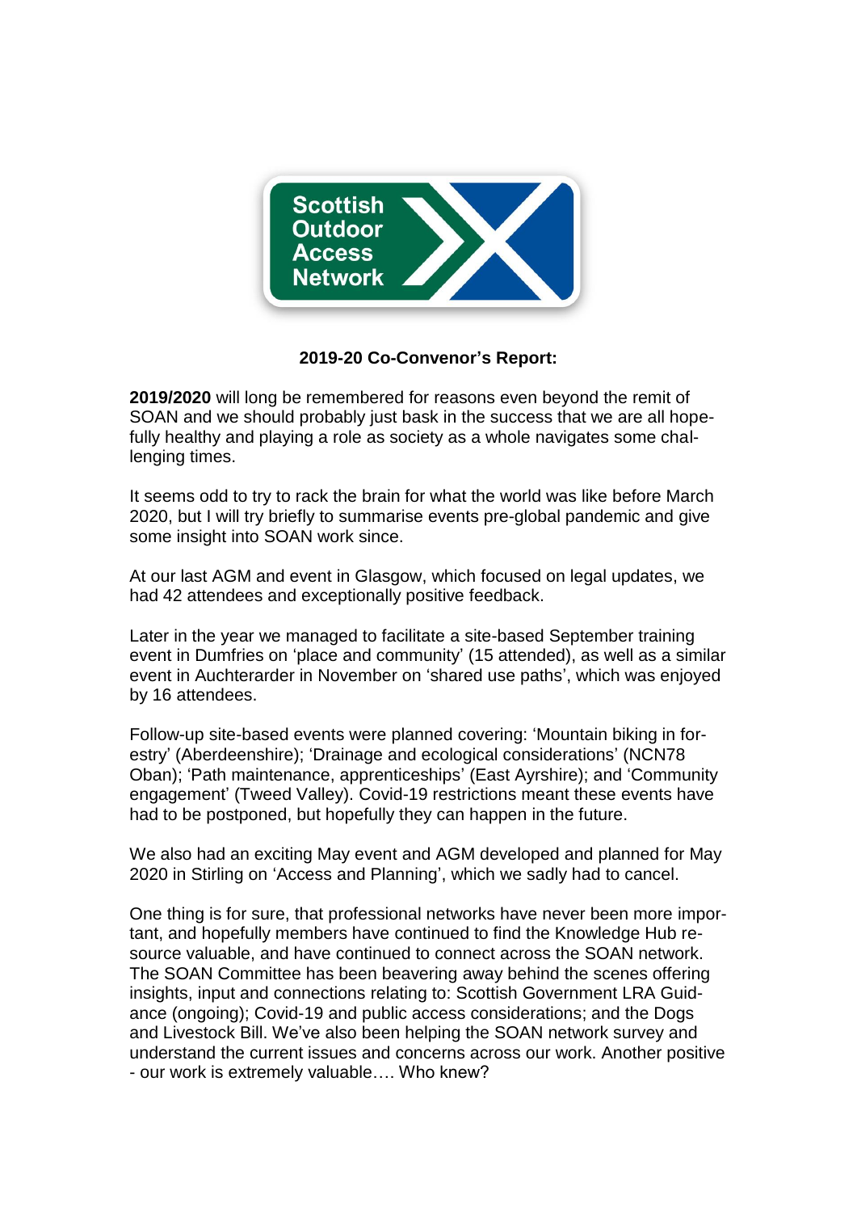Scottish Outdoor Access Network

**2019-20 Co-Convenor's Report:**

**2019/2020** will long be remembered for reasons even beyond the remit of SOAN and we should probably just bask in the success that we are all hopefully healthy and playing a role as society as a whole navigates some challenging times.

It seems odd to try to rack the brain for what the world was like before March 2020, but I will try briefly to summarise events pre-global pandemic and give some insight into SOAN work since.

At our last AGM and event in Glasgow, which focused on legal updates, we had 42 attendees and exceptionally positive feedback.

Later in the year we managed to facilitate a site-based September training event in Dumfries on 'place and community' (15 attended), as well as a similar event in Auchterarder in November on 'shared use paths', which was enjoyed by 16 attendees.

Follow-up site-based events were planned covering: 'Mountain biking in forestry' (Aberdeenshire); 'Drainage and ecological considerations' (NCN78 Oban); 'Path maintenance, apprenticeships' (East Ayrshire); and 'Community engagement' (Tweed Valley). Covid-19 restrictions meant these events have had to be postponed, but hopefully they can happen in the future.

We also had an exciting May event and AGM developed and planned for May 2020 in Stirling on 'Access and Planning', which we sadly had to cancel.

One thing is for sure, that professional networks have never been more important, and hopefully members have continued to find the Knowledge Hub resource valuable, and have continued to connect across the SOAN network. The SOAN Committee has been beavering away behind the scenes offering insights, input and connections relating to: Scottish Government LRA Guidance (ongoing); Covid-19 and public access considerations; and the Dogs and Livestock Bill. We've also been helping the SOAN network survey and understand the current issues and concerns across our work. Another positive - our work is extremely valuable…. Who knew?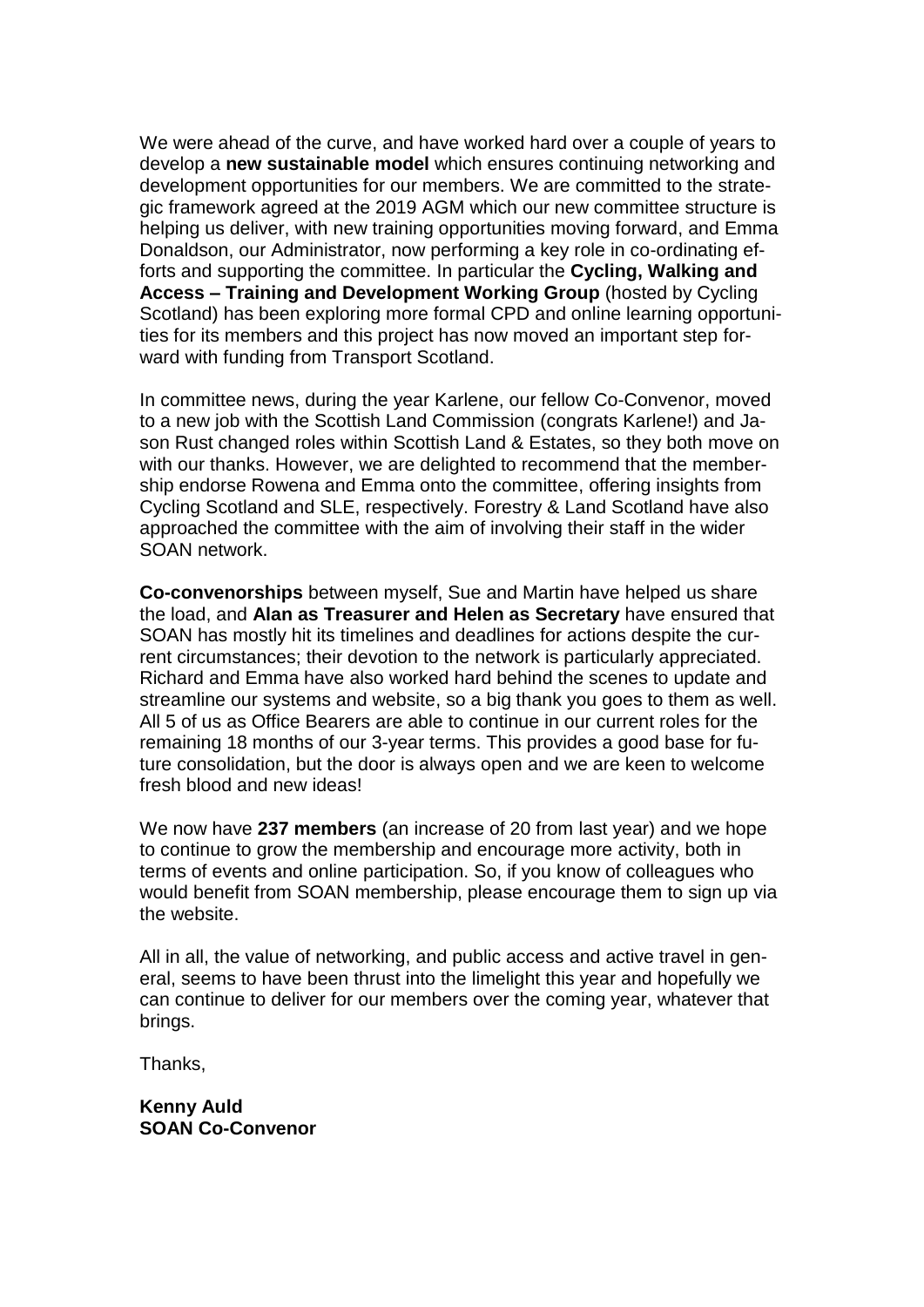We were ahead of the curve, and have worked hard over a couple of years to develop a **new sustainable model** which ensures continuing networking and development opportunities for our members. We are committed to the strategic framework agreed at the 2019 AGM which our new committee structure is helping us deliver, with new training opportunities moving forward, and Emma Donaldson, our Administrator, now performing a key role in co-ordinating efforts and supporting the committee. In particular the **Cycling, Walking and Access – Training and Development Working Group** (hosted by Cycling Scotland) has been exploring more formal CPD and online learning opportunities for its members and this project has now moved an important step forward with funding from Transport Scotland.

In committee news, during the year Karlene, our fellow Co-Convenor, moved to a new job with the Scottish Land Commission (congrats Karlene!) and Jason Rust changed roles within Scottish Land & Estates, so they both move on with our thanks. However, we are delighted to recommend that the membership endorse Rowena and Emma onto the committee, offering insights from Cycling Scotland and SLE, respectively. Forestry & Land Scotland have also approached the committee with the aim of involving their staff in the wider SOAN network.

**Co-convenorships** between myself, Sue and Martin have helped us share the load, and **Alan as Treasurer and Helen as Secretary** have ensured that SOAN has mostly hit its timelines and deadlines for actions despite the current circumstances; their devotion to the network is particularly appreciated. Richard and Emma have also worked hard behind the scenes to update and streamline our systems and website, so a big thank you goes to them as well. All 5 of us as Office Bearers are able to continue in our current roles for the remaining 18 months of our 3-year terms. This provides a good base for future consolidation, but the door is always open and we are keen to welcome fresh blood and new ideas!

We now have **237 members** (an increase of 20 from last year) and we hope to continue to grow the membership and encourage more activity, both in terms of events and online participation. So, if you know of colleagues who would benefit from SOAN membership, please encourage them to sign up via the website.

All in all, the value of networking, and public access and active travel in general, seems to have been thrust into the limelight this year and hopefully we can continue to deliver for our members over the coming year, whatever that brings.

Thanks,

**Kenny Auld**
**SOAN Co-Convenor**